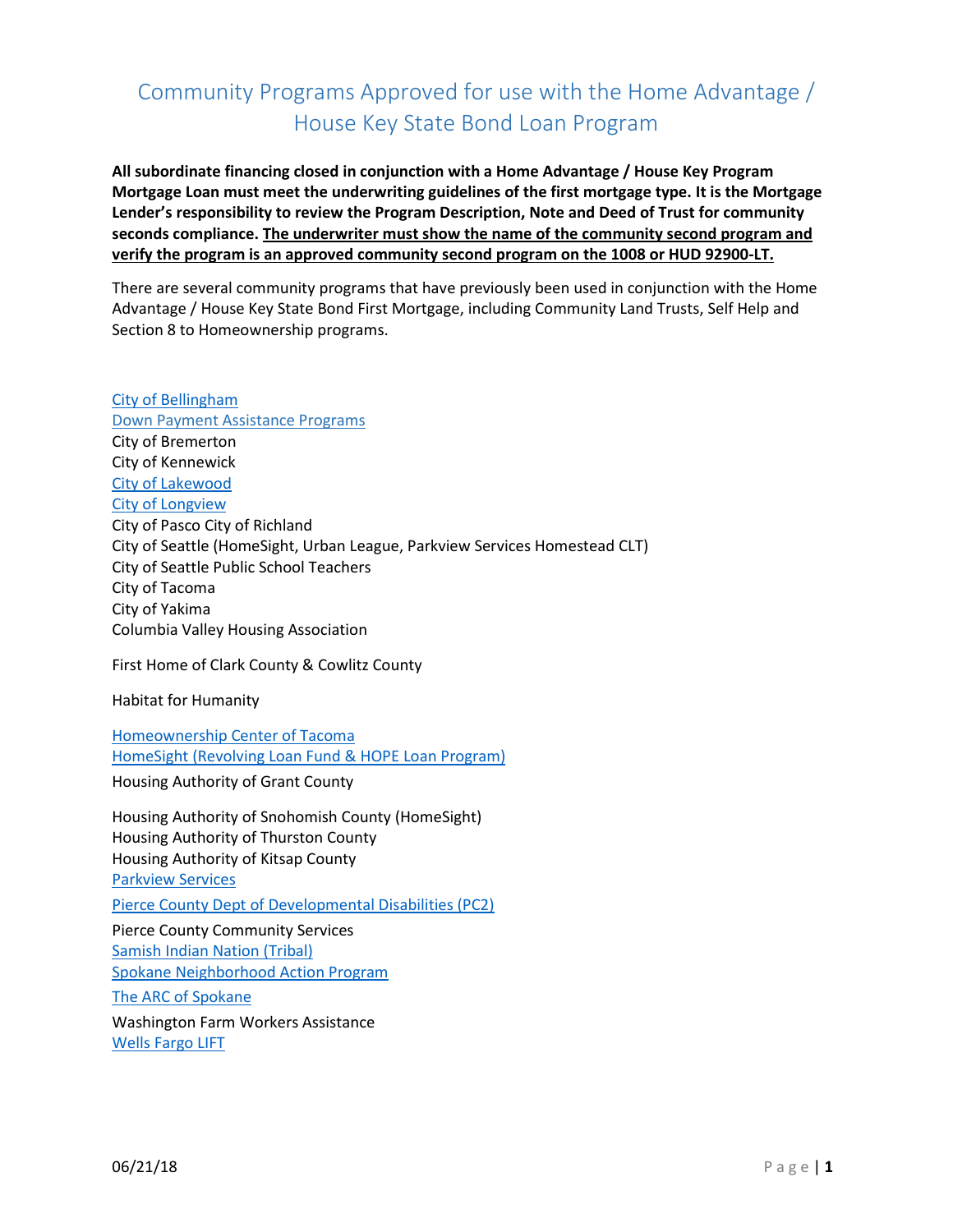# Community Programs Approved for use with the Home Advantage / House Key State Bond Loan Program

**All subordinate financing closed in conjunction with a Home Advantage / House Key Program Mortgage Loan must meet the underwriting guidelines of the first mortgage type. It is the Mortgage Lender's responsibility to review the Program Description, Note and Deed of Trust for community seconds compliance. <u>The underwriter must show the name of the community second program and verify the program is an approved community second program on the 1008 or HUD 92900-LT.</u>**

There are several community programs that have previously been used in conjunction with the Home Advantage / House Key State Bond First Mortgage, including Community Land Trusts, Self Help and Section 8 to Homeownership programs.

City of Bellingham
Down Payment Assistance Programs
City of Bremerton
City of Kennewick
City of Lakewood
City of Longview
City of Pasco City of Richland
City of Seattle (HomeSight, Urban League, Parkview Services Homestead CLT)
City of Seattle Public School Teachers
City of Tacoma
City of Yakima
Columbia Valley Housing Association

First Home of Clark County & Cowlitz County

Habitat for Humanity

Homeownership Center of Tacoma
HomeSight (Revolving Loan Fund & HOPE Loan Program)
Housing Authority of Grant County

Housing Authority of Snohomish County (HomeSight)
Housing Authority of Thurston County
Housing Authority of Kitsap County
Parkview Services
Pierce County Dept of Developmental Disabilities (PC2)
Pierce County Community Services
Samish Indian Nation (Tribal)
Spokane Neighborhood Action Program
The ARC of Spokane
Washington Farm Workers Assistance
Wells Fargo LIFT

06/21/18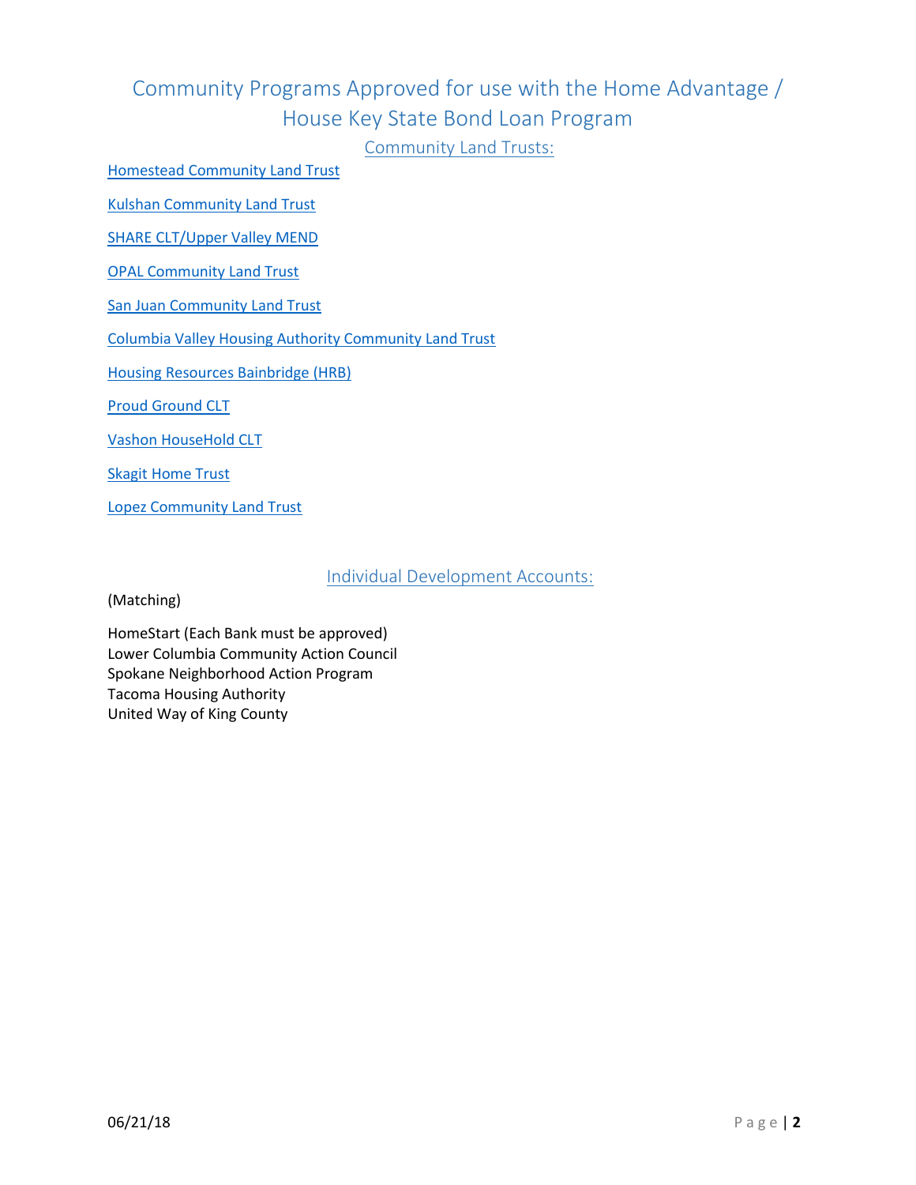# Community Programs Approved for use with the Home Advantage / House Key State Bond Loan Program

## Community Land Trusts:

Homestead Community Land Trust

Kulshan Community Land Trust

SHARE CLT/Upper Valley MEND

OPAL Community Land Trust

San Juan Community Land Trust

Columbia Valley Housing Authority Community Land Trust

Housing Resources Bainbridge (HRB)

Proud Ground CLT

Vashon HouseHold CLT

Skagit Home Trust

Lopez Community Land Trust

## Individual Development Accounts:

(Matching)

HomeStart (Each Bank must be approved)
Lower Columbia Community Action Council
Spokane Neighborhood Action Program
Tacoma Housing Authority
United Way of King County

06/21/18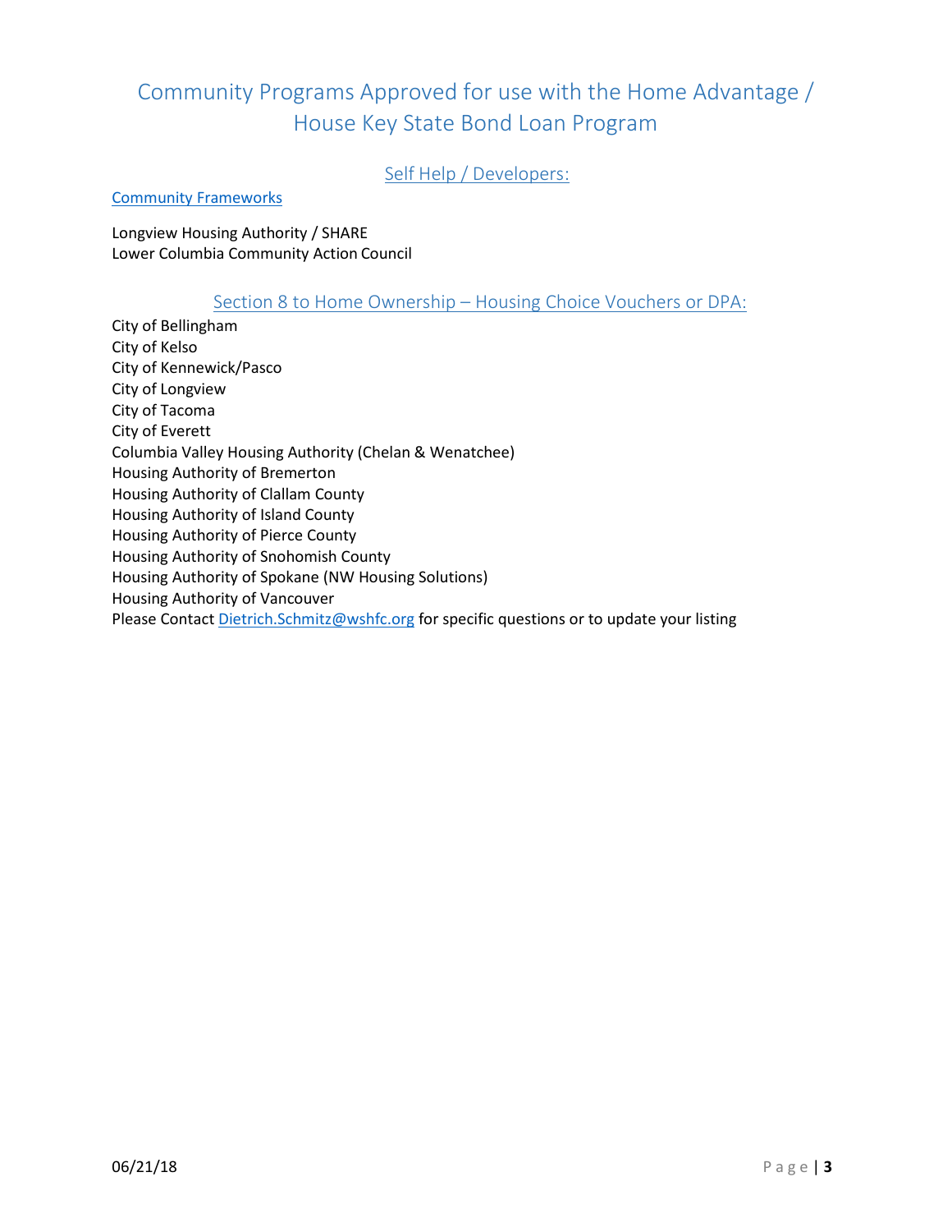# Community Programs Approved for use with the Home Advantage / House Key State Bond Loan Program

## Self Help / Developers:

Community Frameworks

Longview Housing Authority / SHARE
Lower Columbia Community Action Council

## Section 8 to Home Ownership – Housing Choice Vouchers or DPA:

City of Bellingham
City of Kelso
City of Kennewick/Pasco
City of Longview
City of Tacoma
City of Everett
Columbia Valley Housing Authority (Chelan & Wenatchee)
Housing Authority of Bremerton
Housing Authority of Clallam County
Housing Authority of Island County
Housing Authority of Pierce County
Housing Authority of Snohomish County
Housing Authority of Spokane (NW Housing Solutions)
Housing Authority of Vancouver
Please Contact Dietrich.Schmitz@wshfc.org for specific questions or to update your listing

06/21/18